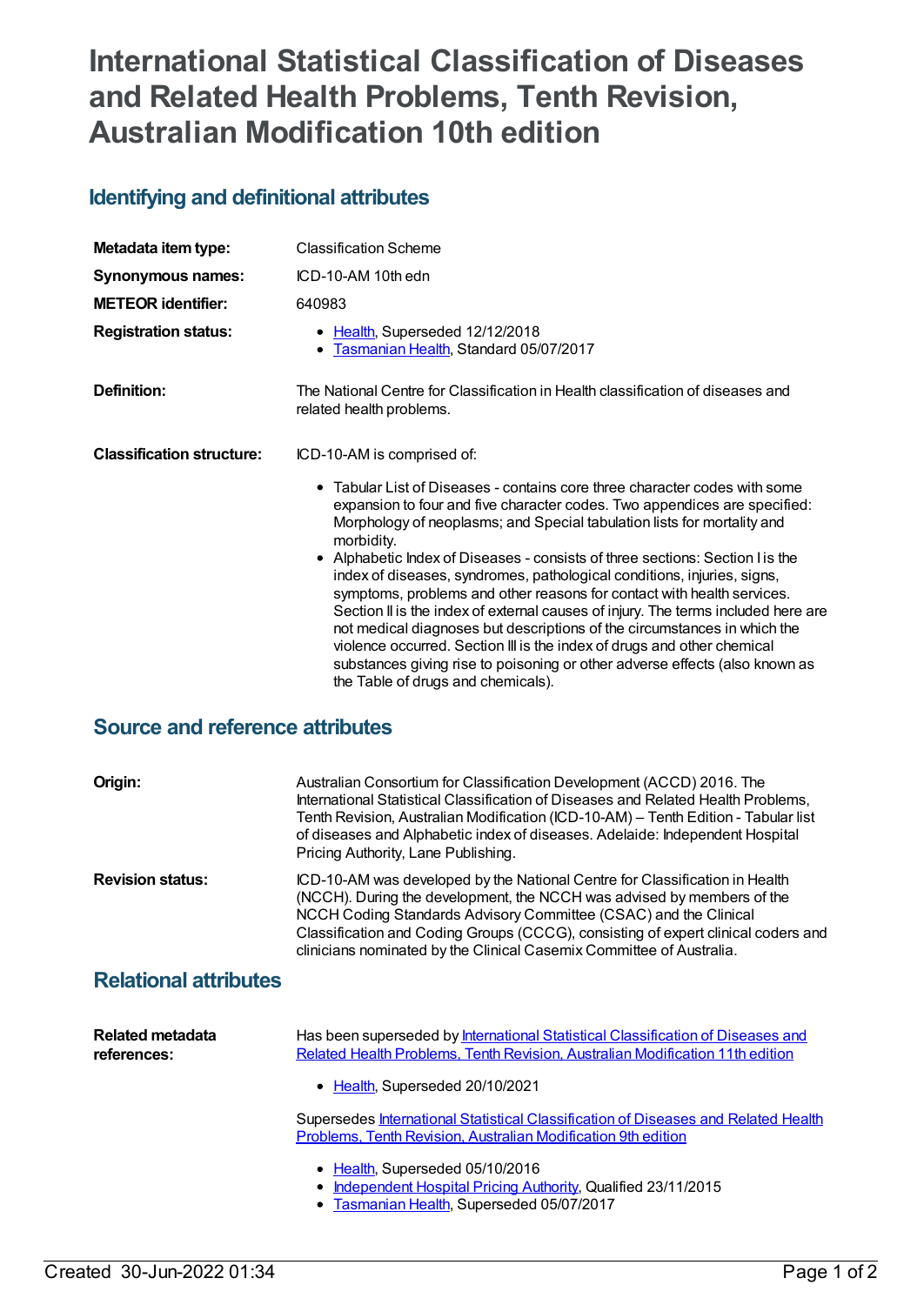# International Statistical Classification of Diseases and Related Health Problems, Tenth Revision, Australian Modification 10th edition

## Identifying and definitional attributes

**Metadata item type:** Classification Scheme

**Synonymous names:** ICD-10-AM 10th edn

**METEOR identifier:** 640983

**Registration status:**

- Health, Superseded 12/12/2018
- Tasmanian Health, Standard 05/07/2017

**Definition:** The National Centre for Classification in Health classification of diseases and related health problems.

**Classification structure:** ICD-10-AM is comprised of:

- Tabular List of Diseases - contains core three character codes with some expansion to four and five character codes. Two appendices are specified: Morphology of neoplasms; and Special tabulation lists for mortality and morbidity.
- Alphabetic Index of Diseases - consists of three sections: Section I is the index of diseases, syndromes, pathological conditions, injuries, signs, symptoms, problems and other reasons for contact with health services. Section II is the index of external causes of injury. The terms included here are not medical diagnoses but descriptions of the circumstances in which the violence occurred. Section III is the index of drugs and other chemical substances giving rise to poisoning or other adverse effects (also known as the Table of drugs and chemicals).

## Source and reference attributes

**Origin:** Australian Consortium for Classification Development (ACCD) 2016. The International Statistical Classification of Diseases and Related Health Problems, Tenth Revision, Australian Modification (ICD-10-AM) – Tenth Edition - Tabular list of diseases and Alphabetic index of diseases. Adelaide: Independent Hospital Pricing Authority, Lane Publishing.

**Revision status:** ICD-10-AM was developed by the National Centre for Classification in Health (NCCH). During the development, the NCCH was advised by members of the NCCH Coding Standards Advisory Committee (CSAC) and the Clinical Classification and Coding Groups (CCCG), consisting of expert clinical coders and clinicians nominated by the Clinical Casemix Committee of Australia.

## Relational attributes

**Related metadata references:** Has been superseded by International Statistical Classification of Diseases and Related Health Problems, Tenth Revision, Australian Modification 11th edition

- Health, Superseded 20/10/2021

Supersedes International Statistical Classification of Diseases and Related Health Problems, Tenth Revision, Australian Modification 9th edition

- Health, Superseded 05/10/2016
- Independent Hospital Pricing Authority, Qualified 23/11/2015
- Tasmanian Health, Superseded 05/07/2017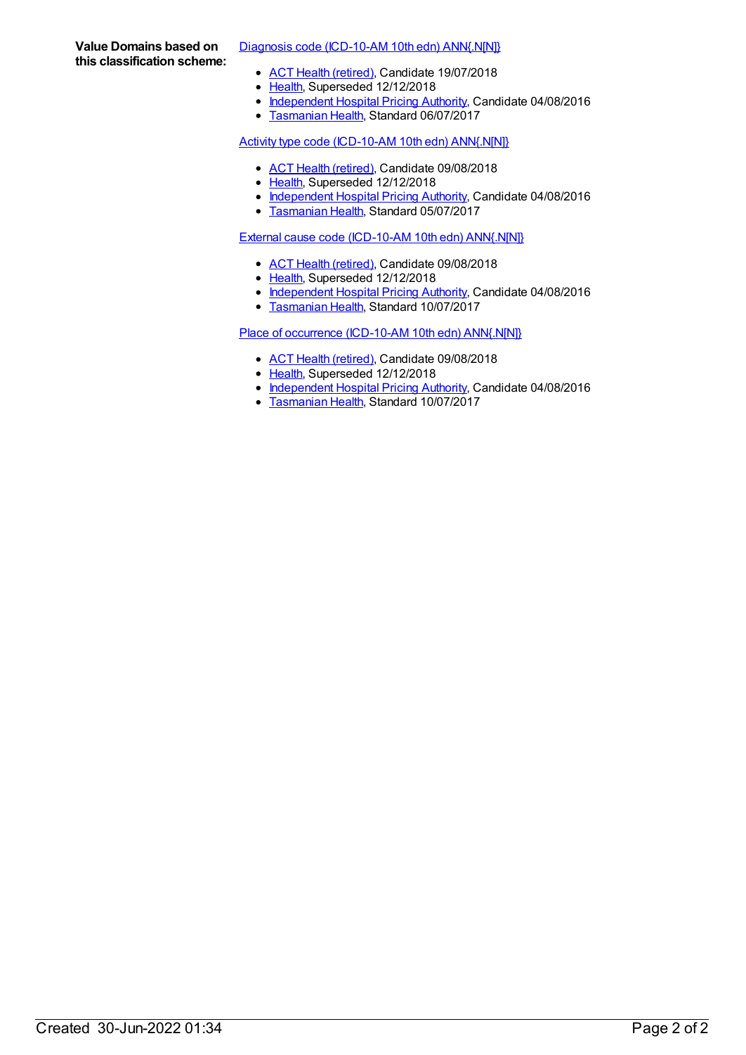**Value Domains based on this classification scheme:**

Diagnosis code (ICD-10-AM 10th edn) ANN{.N[N]}

- ACT Health (retired), Candidate 19/07/2018
- Health, Superseded 12/12/2018
- Independent Hospital Pricing Authority, Candidate 04/08/2016
- Tasmanian Health, Standard 06/07/2017

Activity type code (ICD-10-AM 10th edn) ANN{.N[N]}

- ACT Health (retired), Candidate 09/08/2018
- Health, Superseded 12/12/2018
- Independent Hospital Pricing Authority, Candidate 04/08/2016
- Tasmanian Health, Standard 05/07/2017

External cause code (ICD-10-AM 10th edn) ANN{.N[N]}

- ACT Health (retired), Candidate 09/08/2018
- Health, Superseded 12/12/2018
- Independent Hospital Pricing Authority, Candidate 04/08/2016
- Tasmanian Health, Standard 10/07/2017

Place of occurrence (ICD-10-AM 10th edn) ANN{.N[N]}

- ACT Health (retired), Candidate 09/08/2018
- Health, Superseded 12/12/2018
- Independent Hospital Pricing Authority, Candidate 04/08/2016
- Tasmanian Health, Standard 10/07/2017